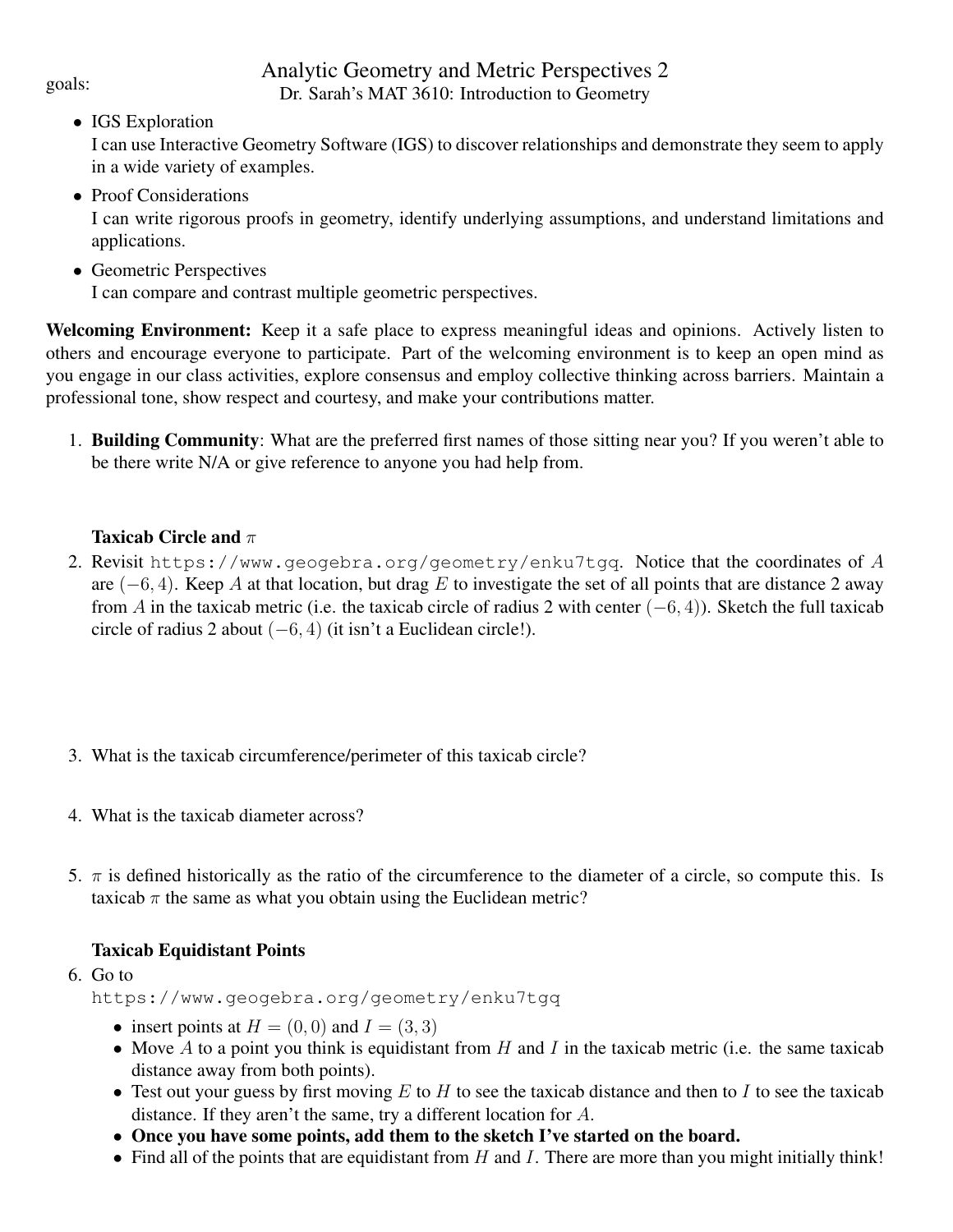goals:

# Analytic Geometry and Metric Perspectives 2

Dr. Sarah's MAT 3610: Introduction to Geometry

- IGS Exploration
  I can use Interactive Geometry Software (IGS) to discover relationships and demonstrate they seem to apply in a wide variety of examples.
- Proof Considerations
  I can write rigorous proofs in geometry, identify underlying assumptions, and understand limitations and applications.
- Geometric Perspectives
  I can compare and contrast multiple geometric perspectives.

**Welcoming Environment:** Keep it a safe place to express meaningful ideas and opinions. Actively listen to others and encourage everyone to participate. Part of the welcoming environment is to keep an open mind as you engage in our class activities, explore consensus and employ collective thinking across barriers. Maintain a professional tone, show respect and courtesy, and make your contributions matter.

1. **Building Community**: What are the preferred first names of those sitting near you? If you weren't able to be there write N/A or give reference to anyone you had help from.

   **Taxicab Circle and $\pi$**

2. Revisit `https://www.geogebra.org/geometry/enku7tgq`. Notice that the coordinates of $A$ are $(-6, 4)$. Keep $A$ at that location, but drag $E$ to investigate the set of all points that are distance 2 away from $A$ in the taxicab metric (i.e. the taxicab circle of radius 2 with center $(-6, 4)$). Sketch the full taxicab circle of radius 2 about $(-6, 4)$ (it isn't a Euclidean circle!).

3. What is the taxicab circumference/perimeter of this taxicab circle?

4. What is the taxicab diameter across?

5. $\pi$ is defined historically as the ratio of the circumference to the diameter of a circle, so compute this. Is taxicab $\pi$ the same as what you obtain using the Euclidean metric?

   **Taxicab Equidistant Points**

6. Go to
   `https://www.geogebra.org/geometry/enku7tgq`
   - insert points at $H = (0, 0)$ and $I = (3, 3)$
   - Move $A$ to a point you think is equidistant from $H$ and $I$ in the taxicab metric (i.e. the same taxicab distance away from both points).
   - Test out your guess by first moving $E$ to $H$ to see the taxicab distance and then to $I$ to see the taxicab distance. If they aren't the same, try a different location for $A$.
   - **Once you have some points, add them to the sketch I've started on the board.**
   - Find all of the points that are equidistant from $H$ and $I$. There are more than you might initially think!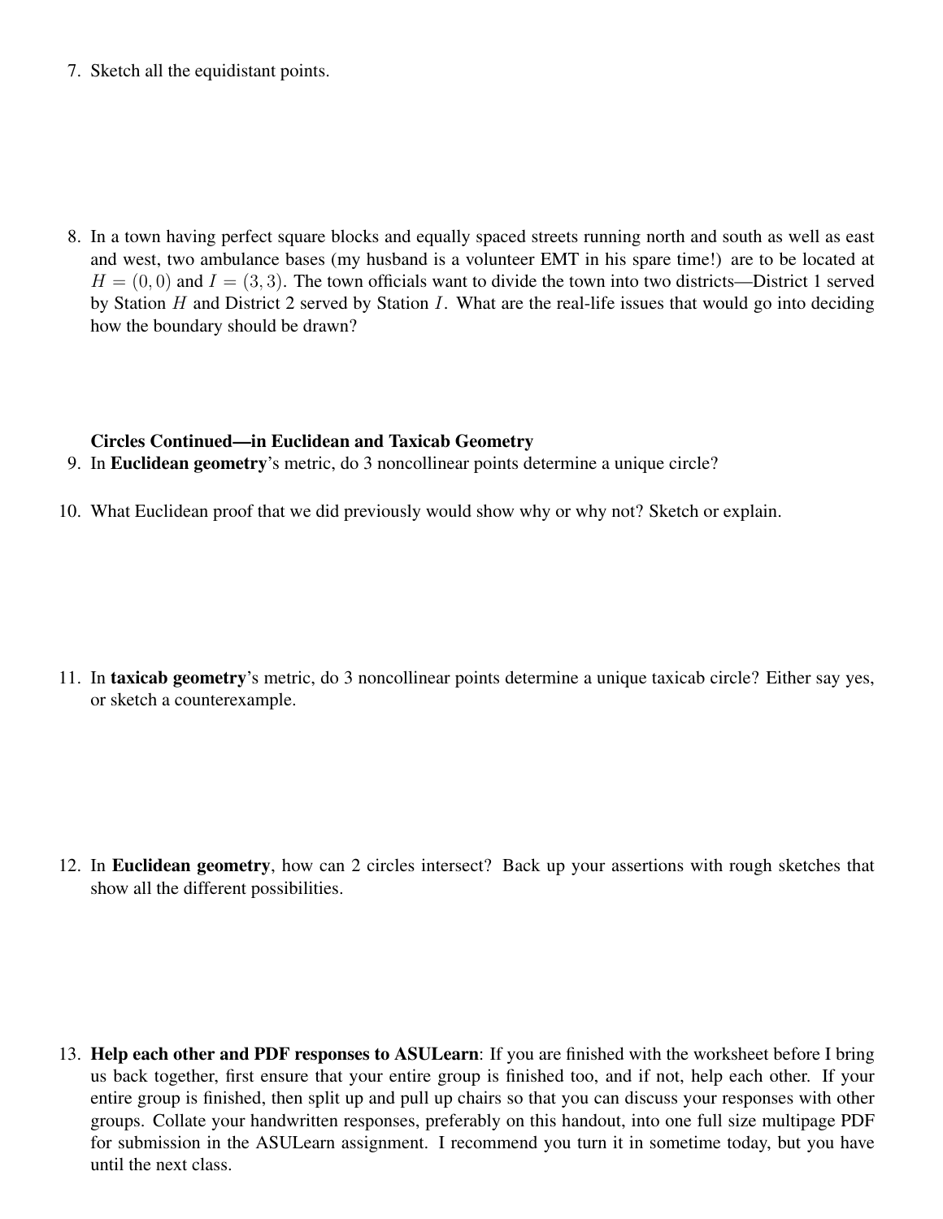7. Sketch all the equidistant points.

8. In a town having perfect square blocks and equally spaced streets running north and south as well as east and west, two ambulance bases (my husband is a volunteer EMT in his spare time!) are to be located at $H = (0, 0)$ and $I = (3, 3)$. The town officials want to divide the town into two districts—District 1 served by Station $H$ and District 2 served by Station $I$. What are the real-life issues that would go into deciding how the boundary should be drawn?

**Circles Continued—in Euclidean and Taxicab Geometry**

9. In **Euclidean geometry**'s metric, do 3 noncollinear points determine a unique circle?

10. What Euclidean proof that we did previously would show why or why not? Sketch or explain.

11. In **taxicab geometry**'s metric, do 3 noncollinear points determine a unique taxicab circle? Either say yes, or sketch a counterexample.

12. In **Euclidean geometry**, how can 2 circles intersect? Back up your assertions with rough sketches that show all the different possibilities.

13. **Help each other and PDF responses to ASULearn**: If you are finished with the worksheet before I bring us back together, first ensure that your entire group is finished too, and if not, help each other. If your entire group is finished, then split up and pull up chairs so that you can discuss your responses with other groups. Collate your handwritten responses, preferably on this handout, into one full size multipage PDF for submission in the ASULearn assignment. I recommend you turn it in sometime today, but you have until the next class.